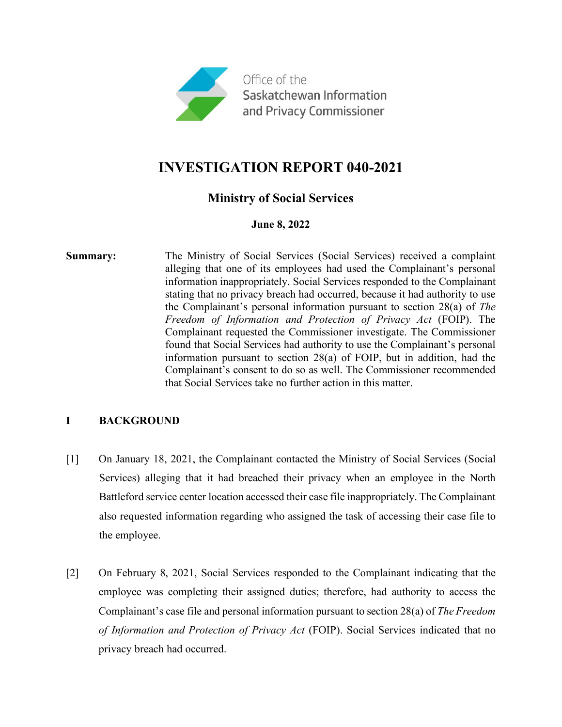Office of the Saskatchewan Information and Privacy Commissioner

# INVESTIGATION REPORT 040-2021

## Ministry of Social Services

**June 8, 2022**

**Summary:** The Ministry of Social Services (Social Services) received a complaint alleging that one of its employees had used the Complainant's personal information inappropriately. Social Services responded to the Complainant stating that no privacy breach had occurred, because it had authority to use the Complainant's personal information pursuant to section 28(a) of *The Freedom of Information and Protection of Privacy Act* (FOIP). The Complainant requested the Commissioner investigate. The Commissioner found that Social Services had authority to use the Complainant's personal information pursuant to section 28(a) of FOIP, but in addition, had the Complainant's consent to do so as well. The Commissioner recommended that Social Services take no further action in this matter.

## I BACKGROUND

[1] On January 18, 2021, the Complainant contacted the Ministry of Social Services (Social Services) alleging that it had breached their privacy when an employee in the North Battleford service center location accessed their case file inappropriately. The Complainant also requested information regarding who assigned the task of accessing their case file to the employee.

[2] On February 8, 2021, Social Services responded to the Complainant indicating that the employee was completing their assigned duties; therefore, had authority to access the Complainant's case file and personal information pursuant to section 28(a) of *The Freedom of Information and Protection of Privacy Act* (FOIP). Social Services indicated that no privacy breach had occurred.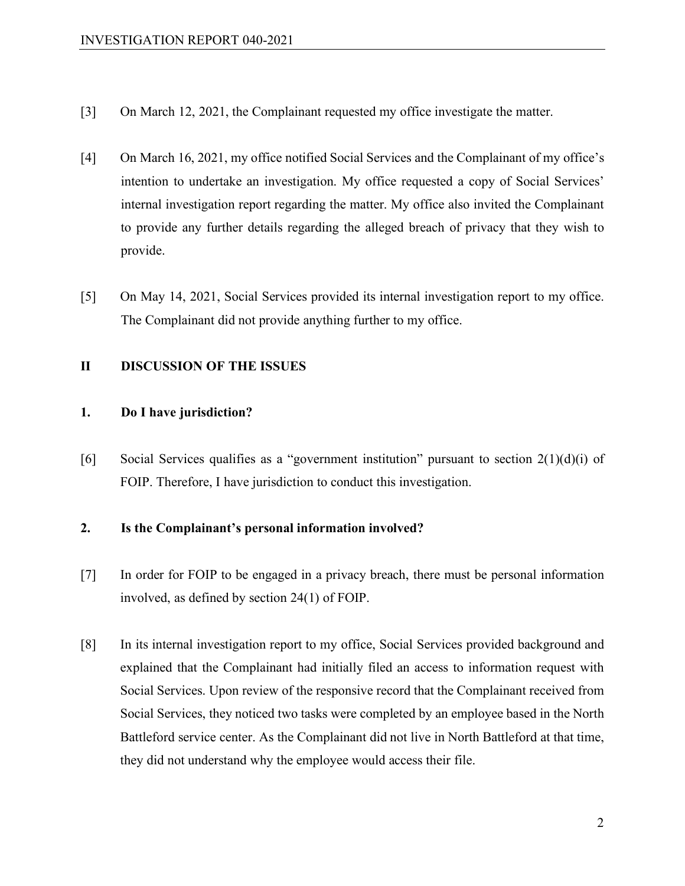[3] On March 12, 2021, the Complainant requested my office investigate the matter.

[4] On March 16, 2021, my office notified Social Services and the Complainant of my office's intention to undertake an investigation. My office requested a copy of Social Services' internal investigation report regarding the matter. My office also invited the Complainant to provide any further details regarding the alleged breach of privacy that they wish to provide.

[5] On May 14, 2021, Social Services provided its internal investigation report to my office. The Complainant did not provide anything further to my office.

## II DISCUSSION OF THE ISSUES

### 1. Do I have jurisdiction?

[6] Social Services qualifies as a "government institution" pursuant to section 2(1)(d)(i) of FOIP. Therefore, I have jurisdiction to conduct this investigation.

### 2. Is the Complainant's personal information involved?

[7] In order for FOIP to be engaged in a privacy breach, there must be personal information involved, as defined by section 24(1) of FOIP.

[8] In its internal investigation report to my office, Social Services provided background and explained that the Complainant had initially filed an access to information request with Social Services. Upon review of the responsive record that the Complainant received from Social Services, they noticed two tasks were completed by an employee based in the North Battleford service center. As the Complainant did not live in North Battleford at that time, they did not understand why the employee would access their file.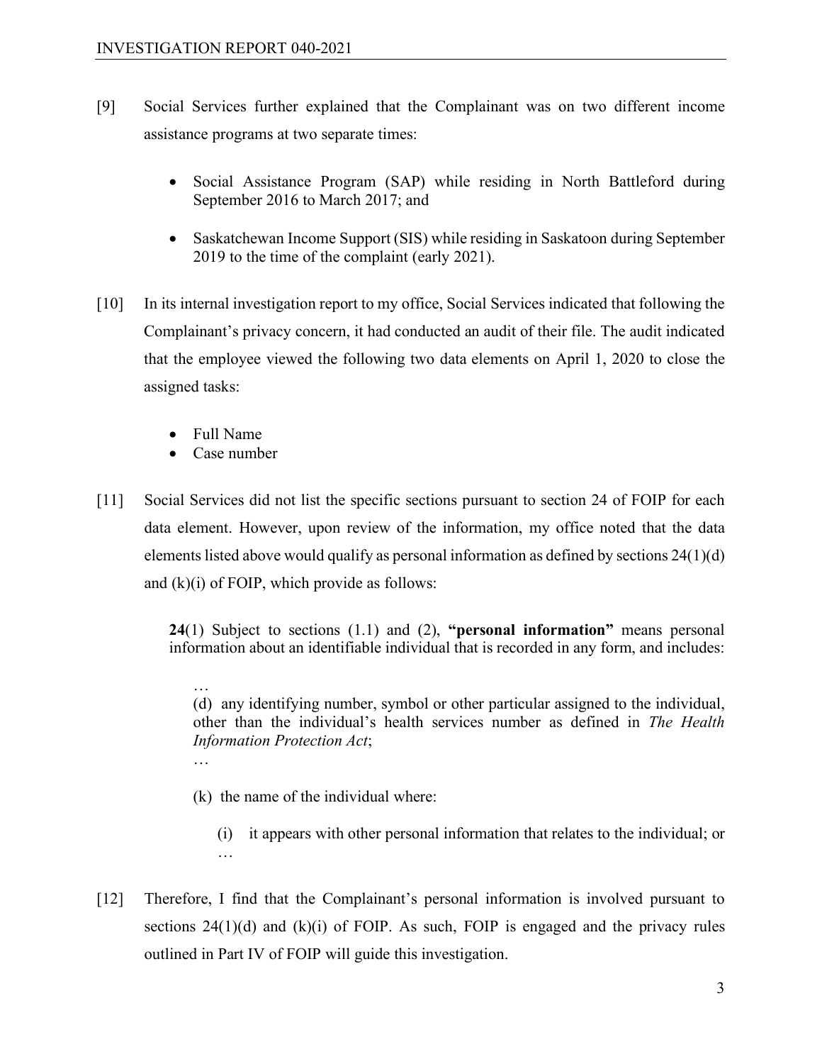[9] Social Services further explained that the Complainant was on two different income assistance programs at two separate times:

- Social Assistance Program (SAP) while residing in North Battleford during September 2016 to March 2017; and
- Saskatchewan Income Support (SIS) while residing in Saskatoon during September 2019 to the time of the complaint (early 2021).

[10] In its internal investigation report to my office, Social Services indicated that following the Complainant's privacy concern, it had conducted an audit of their file. The audit indicated that the employee viewed the following two data elements on April 1, 2020 to close the assigned tasks:

- Full Name
- Case number

[11] Social Services did not list the specific sections pursuant to section 24 of FOIP for each data element. However, upon review of the information, my office noted that the data elements listed above would qualify as personal information as defined by sections 24(1)(d) and (k)(i) of FOIP, which provide as follows:

> **24**(1) Subject to sections (1.1) and (2), **"personal information"** means personal information about an identifiable individual that is recorded in any form, and includes:
>
> …
>
> (d) any identifying number, symbol or other particular assigned to the individual, other than the individual's health services number as defined in *The Health Information Protection Act*;
>
> …
>
> (k) the name of the individual where:
>
> (i) it appears with other personal information that relates to the individual; or
>
> …

[12] Therefore, I find that the Complainant's personal information is involved pursuant to sections 24(1)(d) and (k)(i) of FOIP. As such, FOIP is engaged and the privacy rules outlined in Part IV of FOIP will guide this investigation.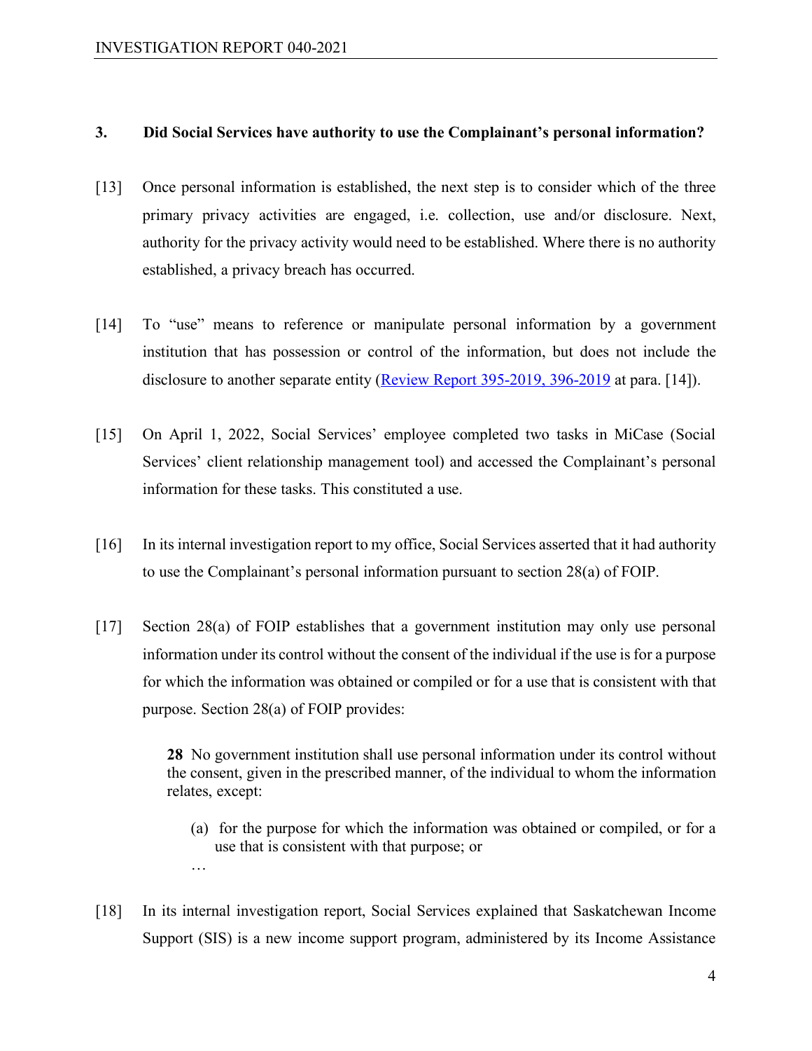### 3. Did Social Services have authority to use the Complainant's personal information?

[13] Once personal information is established, the next step is to consider which of the three primary privacy activities are engaged, i.e. collection, use and/or disclosure. Next, authority for the privacy activity would need to be established. Where there is no authority established, a privacy breach has occurred.

[14] To "use" means to reference or manipulate personal information by a government institution that has possession or control of the information, but does not include the disclosure to another separate entity (Review Report 395-2019, 396-2019 at para. [14]).

[15] On April 1, 2022, Social Services' employee completed two tasks in MiCase (Social Services' client relationship management tool) and accessed the Complainant's personal information for these tasks. This constituted a use.

[16] In its internal investigation report to my office, Social Services asserted that it had authority to use the Complainant's personal information pursuant to section 28(a) of FOIP.

[17] Section 28(a) of FOIP establishes that a government institution may only use personal information under its control without the consent of the individual if the use is for a purpose for which the information was obtained or compiled or for a use that is consistent with that purpose. Section 28(a) of FOIP provides:

> **28** No government institution shall use personal information under its control without the consent, given in the prescribed manner, of the individual to whom the information relates, except:
>
> (a) for the purpose for which the information was obtained or compiled, or for a use that is consistent with that purpose; or
>
> …

[18] In its internal investigation report, Social Services explained that Saskatchewan Income Support (SIS) is a new income support program, administered by its Income Assistance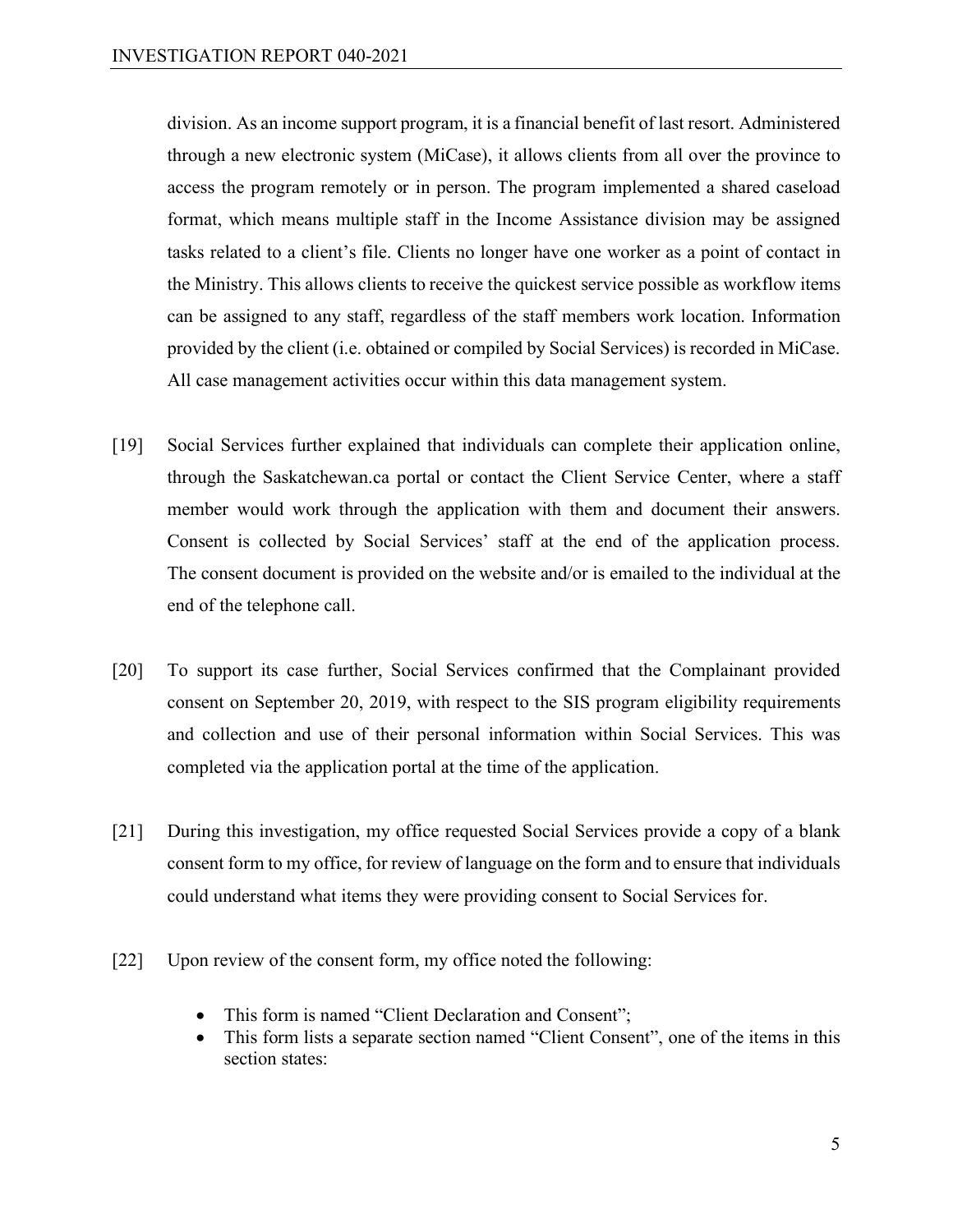division. As an income support program, it is a financial benefit of last resort. Administered through a new electronic system (MiCase), it allows clients from all over the province to access the program remotely or in person. The program implemented a shared caseload format, which means multiple staff in the Income Assistance division may be assigned tasks related to a client's file. Clients no longer have one worker as a point of contact in the Ministry. This allows clients to receive the quickest service possible as workflow items can be assigned to any staff, regardless of the staff members work location. Information provided by the client (i.e. obtained or compiled by Social Services) is recorded in MiCase. All case management activities occur within this data management system.

[19] Social Services further explained that individuals can complete their application online, through the Saskatchewan.ca portal or contact the Client Service Center, where a staff member would work through the application with them and document their answers. Consent is collected by Social Services' staff at the end of the application process. The consent document is provided on the website and/or is emailed to the individual at the end of the telephone call.

[20] To support its case further, Social Services confirmed that the Complainant provided consent on September 20, 2019, with respect to the SIS program eligibility requirements and collection and use of their personal information within Social Services. This was completed via the application portal at the time of the application.

[21] During this investigation, my office requested Social Services provide a copy of a blank consent form to my office, for review of language on the form and to ensure that individuals could understand what items they were providing consent to Social Services for.

[22] Upon review of the consent form, my office noted the following:

- This form is named "Client Declaration and Consent";
- This form lists a separate section named "Client Consent", one of the items in this section states: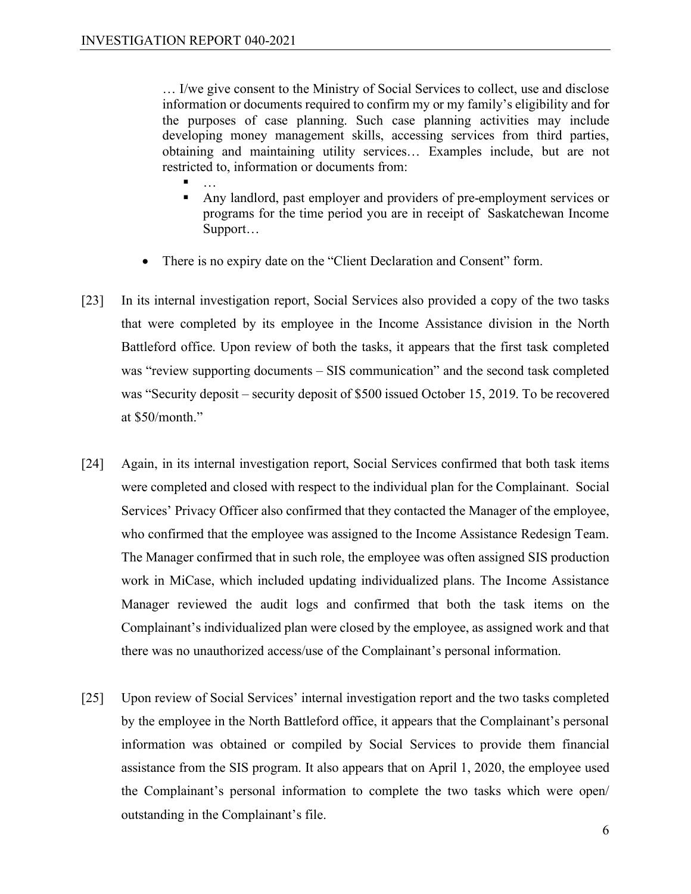> … I/we give consent to the Ministry of Social Services to collect, use and disclose information or documents required to confirm my or my family's eligibility and for the purposes of case planning. Such case planning activities may include developing money management skills, accessing services from third parties, obtaining and maintaining utility services… Examples include, but are not restricted to, information or documents from:
>
> - …
> - Any landlord, past employer and providers of pre-employment services or programs for the time period you are in receipt of Saskatchewan Income Support…

- There is no expiry date on the "Client Declaration and Consent" form.

[23] In its internal investigation report, Social Services also provided a copy of the two tasks that were completed by its employee in the Income Assistance division in the North Battleford office. Upon review of both the tasks, it appears that the first task completed was "review supporting documents – SIS communication" and the second task completed was "Security deposit – security deposit of $500 issued October 15, 2019. To be recovered at $50/month."

[24] Again, in its internal investigation report, Social Services confirmed that both task items were completed and closed with respect to the individual plan for the Complainant. Social Services' Privacy Officer also confirmed that they contacted the Manager of the employee, who confirmed that the employee was assigned to the Income Assistance Redesign Team. The Manager confirmed that in such role, the employee was often assigned SIS production work in MiCase, which included updating individualized plans. The Income Assistance Manager reviewed the audit logs and confirmed that both the task items on the Complainant's individualized plan were closed by the employee, as assigned work and that there was no unauthorized access/use of the Complainant's personal information.

[25] Upon review of Social Services' internal investigation report and the two tasks completed by the employee in the North Battleford office, it appears that the Complainant's personal information was obtained or compiled by Social Services to provide them financial assistance from the SIS program. It also appears that on April 1, 2020, the employee used the Complainant's personal information to complete the two tasks which were open/ outstanding in the Complainant's file.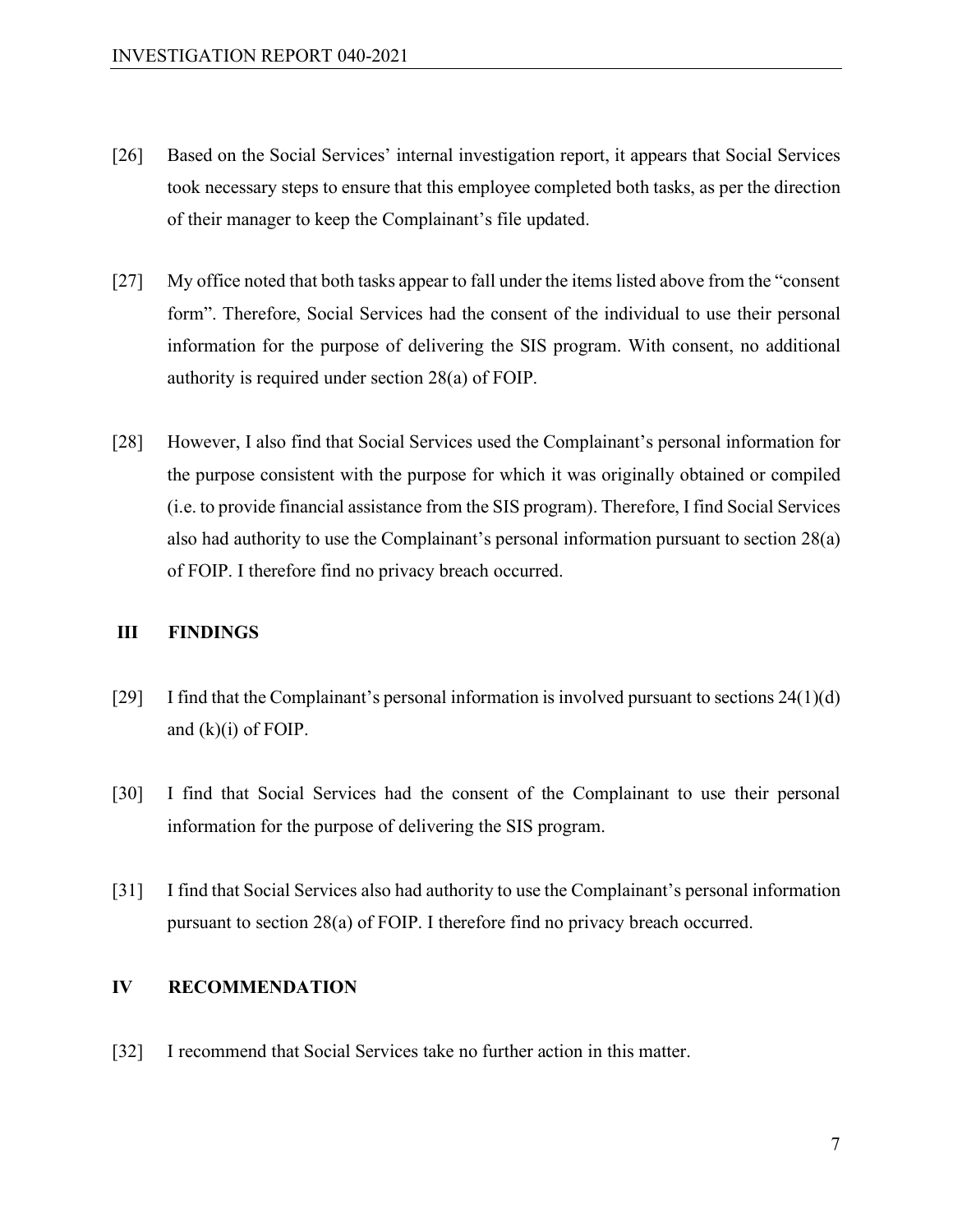[26] Based on the Social Services' internal investigation report, it appears that Social Services took necessary steps to ensure that this employee completed both tasks, as per the direction of their manager to keep the Complainant's file updated.

[27] My office noted that both tasks appear to fall under the items listed above from the "consent form". Therefore, Social Services had the consent of the individual to use their personal information for the purpose of delivering the SIS program. With consent, no additional authority is required under section 28(a) of FOIP.

[28] However, I also find that Social Services used the Complainant's personal information for the purpose consistent with the purpose for which it was originally obtained or compiled (i.e. to provide financial assistance from the SIS program). Therefore, I find Social Services also had authority to use the Complainant's personal information pursuant to section 28(a) of FOIP. I therefore find no privacy breach occurred.

## III FINDINGS

[29] I find that the Complainant's personal information is involved pursuant to sections 24(1)(d) and (k)(i) of FOIP.

[30] I find that Social Services had the consent of the Complainant to use their personal information for the purpose of delivering the SIS program.

[31] I find that Social Services also had authority to use the Complainant's personal information pursuant to section 28(a) of FOIP. I therefore find no privacy breach occurred.

## IV RECOMMENDATION

[32] I recommend that Social Services take no further action in this matter.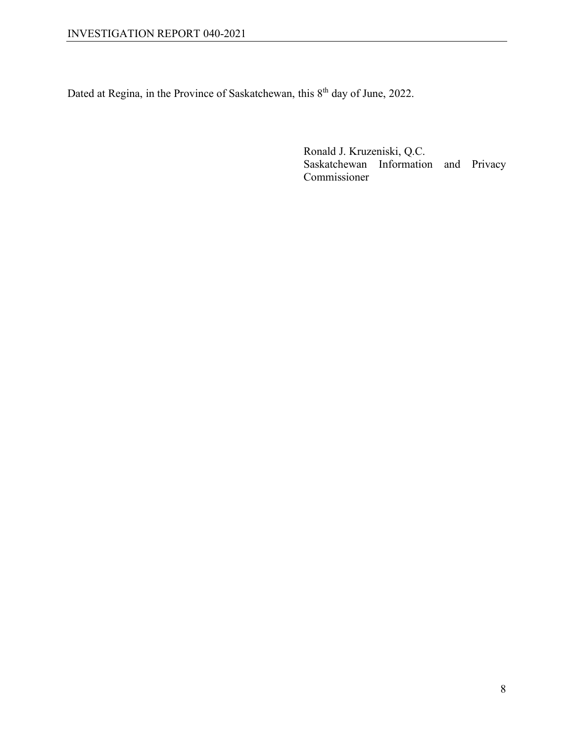Dated at Regina, in the Province of Saskatchewan, this 8th day of June, 2022.

Ronald J. Kruzeniski, Q.C.
Saskatchewan Information and Privacy Commissioner